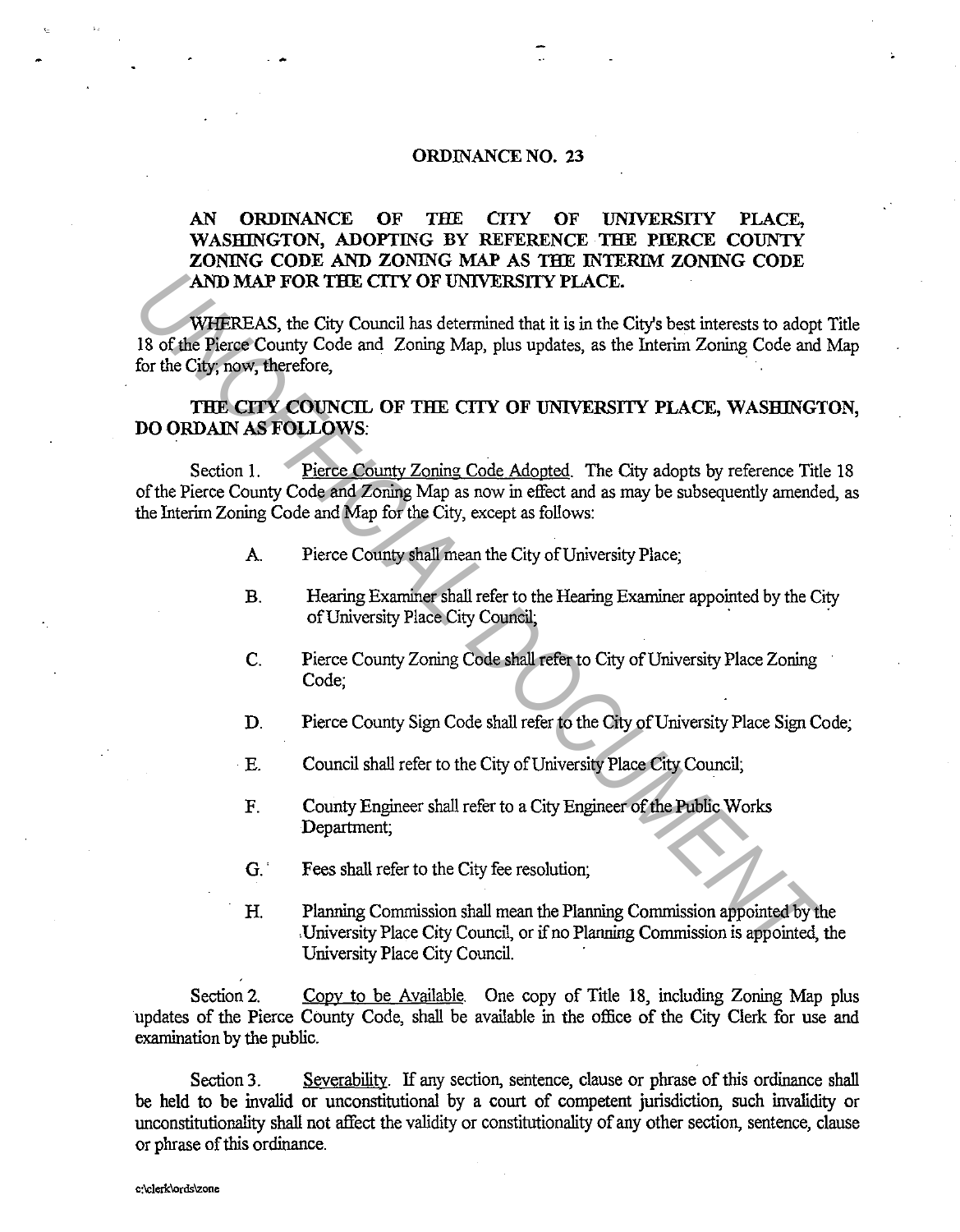# ORDINANCE NO. 23

**AN ORDINANCE OF THE CITY OF UNIVERSITY PLACE, WASHINGTON, ADOPTING BY REFERENCE THE PIERCE COUNTY ZONING CODE AND ZONING MAP AS THE INTERIM ZONING CODE AND MAP FOR THE CITY OF UNIVERSITY PLACE.**

WHEREAS, the City Council has determined that it is in the City's best interests to adopt Title 18 of the Pierce County Code and Zoning Map, plus updates, as the Interim Zoning Code and Map for the City; now, therefore,

**THE CITY COUNCIL OF THE CITY OF UNIVERSITY PLACE, WASHINGTON, DO ORDAIN AS FOLLOWS:**

Section 1. Pierce County Zoning Code Adopted. The City adopts by reference Title 18 of the Pierce County Code and Zoning Map as now in effect and as may be subsequently amended, as the Interim Zoning Code and Map for the City, except as follows:

A. Pierce County shall mean the City of University Place;

B. Hearing Examiner shall refer to the Hearing Examiner appointed by the City of University Place City Council;

C. Pierce County Zoning Code shall refer to City of University Place Zoning Code;

D. Pierce County Sign Code shall refer to the City of University Place Sign Code;

E. Council shall refer to the City of University Place City Council;

F. County Engineer shall refer to a City Engineer of the Public Works Department;

G. Fees shall refer to the City fee resolution;

H. Planning Commission shall mean the Planning Commission appointed by the University Place City Council, or if no Planning Commission is appointed, the University Place City Council.

Section 2. Copy to be Available. One copy of Title 18, including Zoning Map plus updates of the Pierce County Code, shall be available in the office of the City Clerk for use and examination by the public.

Section 3. Severability. If any section, sentence, clause or phrase of this ordinance shall be held to be invalid or unconstitutional by a court of competent jurisdiction, such invalidity or unconstitutionality shall not affect the validity or constitutionality of any other section, sentence, clause or phrase of this ordinance.

c:\clerk\ords\zone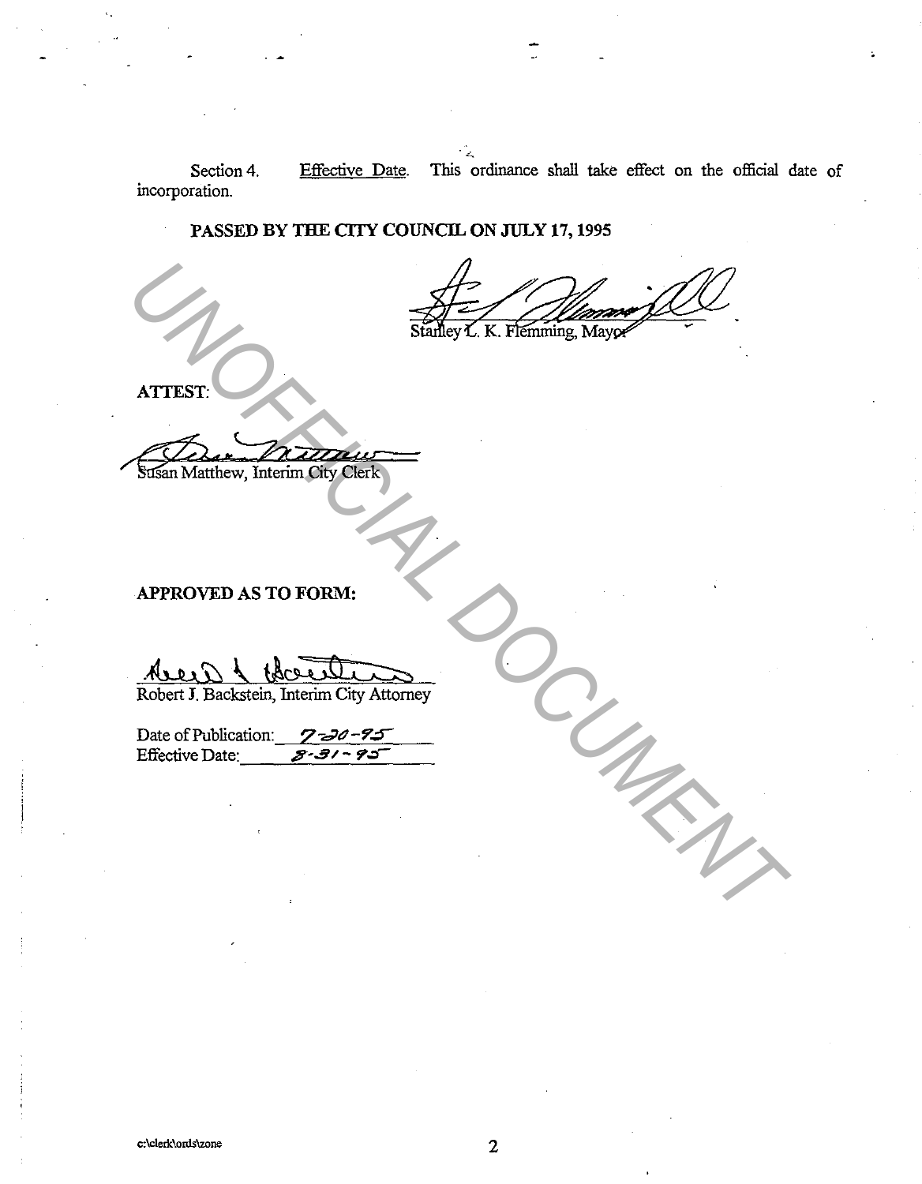Section 4. Effective Date. This ordinance shall take effect on the official date of incorporation.

**PASSED BY THE CITY COUNCIL ON JULY 17, 1995**

Stanley L. K. Flemming, Mayor

**ATTEST:**

Susan Matthew, Interim City Clerk

**APPROVED AS TO FORM:**

Robert J. Backstein, Interim City Attorney

Date of Publication: 7-20-95

Effective Date: 8-31-95

c:\clerk\ords\zone

UNOFFICIAL DOCUMENT